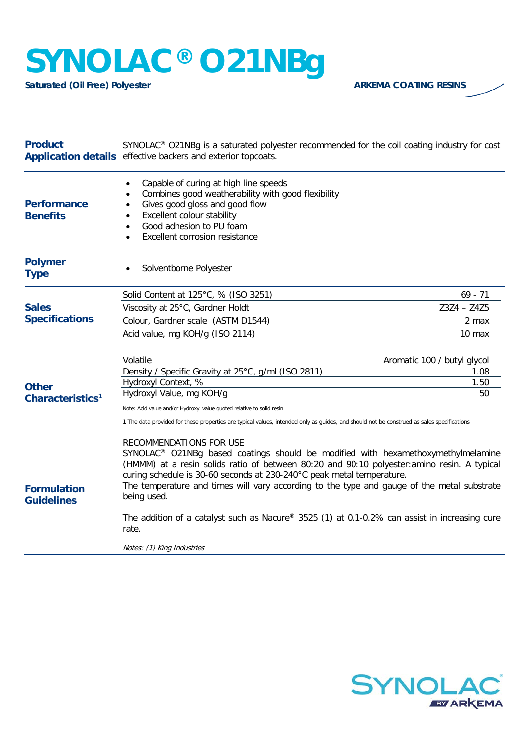# SYNOLAC® O21NBg

**Saturated (Oil Free) Polyester**

**ARKEMA COATING RESINS**

## Product Application details

SYNOLAC® O21NBg is a saturated polyester recommended for the coil coating industry for cost effective backers and exterior topcoats.

## Performance Benefits

- Capable of curing at high line speeds
- Combines good weatherability with good flexibility
- Gives good gloss and good flow
- Excellent colour stability
- Good adhesion to PU foam
- Excellent corrosion resistance

## Polymer Type

- Solventborne Polyester

## Sales Specifications

| Property | Value |
|---|---|
| Solid Content at 125°C, % (ISO 3251) | 69 - 71 |
| Viscosity at 25°C, Gardner Holdt | Z3Z4 – Z4Z5 |
| Colour, Gardner scale (ASTM D1544) | 2 max |
| Acid value, mg KOH/g (ISO 2114) | 10 max |

## Other Characteristics[1]

| Property | Value |
|---|---|
| Volatile | Aromatic 100 / butyl glycol |
| Density / Specific Gravity at 25°C, g/ml (ISO 2811) | 1.08 |
| Hydroxyl Context, % | 1.50 |
| Hydroxyl Value, mg KOH/g | 50 |

Note: Acid value and/or Hydroxyl value quoted relative to solid resin

1 The data provided for these properties are typical values, intended only as guides, and should not be construed as sales specifications

## Formulation Guidelines

RECOMMENDATIONS FOR USE

SYNOLAC® O21NBg based coatings should be modified with hexamethoxymethylmelamine (HMMM) at a resin solids ratio of between 80:20 and 90:10 polyester:amino resin. A typical curing schedule is 30-60 seconds at 230-240°C peak metal temperature.

The temperature and times will vary according to the type and gauge of the metal substrate being used.

The addition of a catalyst such as Nacure® 3525 (1) at 0.1-0.2% can assist in increasing cure rate.

*Notes: (1) King Industries*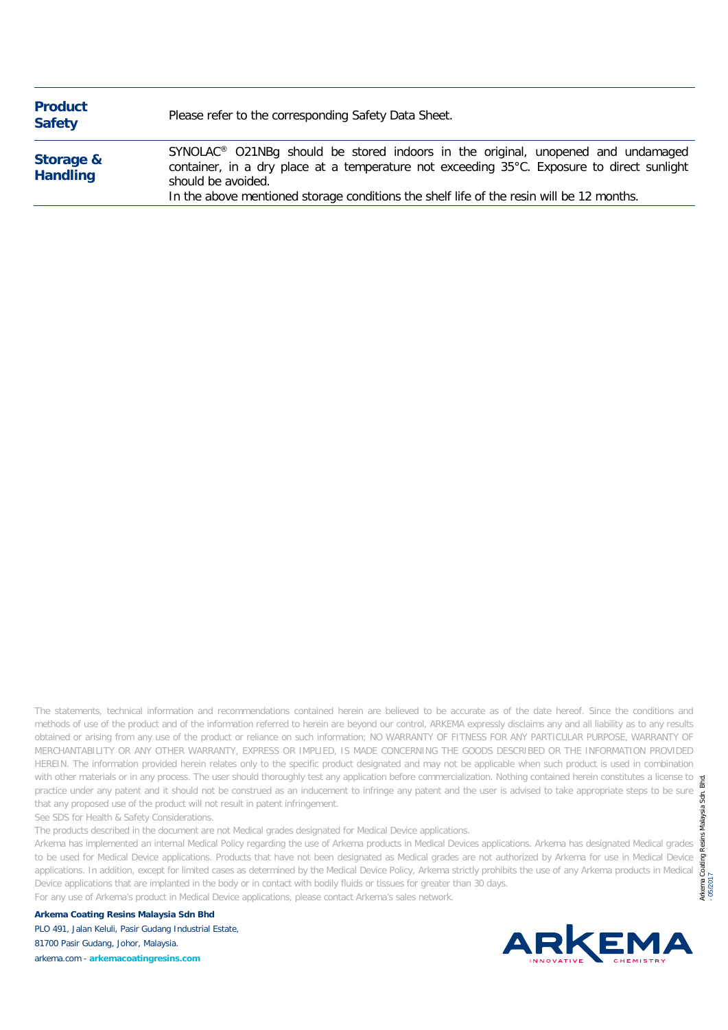| | |
|---|---|
| **Product Safety** | Please refer to the corresponding Safety Data Sheet. |
| **Storage & Handling** | SYNOLAC® O21NBg should be stored indoors in the original, unopened and undamaged container, in a dry place at a temperature not exceeding 35°C. Exposure to direct sunlight should be avoided.<br>In the above mentioned storage conditions the shelf life of the resin will be 12 months. |

The statements, technical information and recommendations contained herein are believed to be accurate as of the date hereof. Since the conditions and methods of use of the product and of the information referred to herein are beyond our control, ARKEMA expressly disclaims any and all liability as to any results obtained or arising from any use of the product or reliance on such information; NO WARRANTY OF FITNESS FOR ANY PARTICULAR PURPOSE, WARRANTY OF MERCHANTABILITY OR ANY OTHER WARRANTY, EXPRESS OR IMPLIED, IS MADE CONCERNING THE GOODS DESCRIBED OR THE INFORMATION PROVIDED HEREIN. The information provided herein relates only to the specific product designated and may not be applicable when such product is used in combination with other materials or in any process. The user should thoroughly test any application before commercialization. Nothing contained herein constitutes a license to practice under any patent and it should not be construed as an inducement to infringe any patent and the user is advised to take appropriate steps to be sure that any proposed use of the product will not result in patent infringement.

See SDS for Health & Safety Considerations.

The products described in the document are not Medical grades designated for Medical Device applications.

Arkema has implemented an internal Medical Policy regarding the use of Arkema products in Medical Devices applications. Arkema has designated Medical grades to be used for Medical Device applications. Products that have not been designated as Medical grades are not authorized by Arkema for use in Medical Device applications. In addition, except for limited cases as determined by the Medical Device Policy, Arkema strictly prohibits the use of any Arkema products in Medical Device applications that are implanted in the body or in contact with bodily fluids or tissues for greater than 30 days.

For any use of Arkema's product in Medical Device applications, please contact Arkema's sales network.

**Arkema Coating Resins Malaysia Sdn Bhd**

PLO 491, Jalan Keluli, Pasir Gudang Industrial Estate,

81700 Pasir Gudang, Johor, Malaysia.

arkema.com - **arkemacoatingresins.com**

ARKEMA INNOVATIVE CHEMISTRY

Arkema Coating Resins Malaysia Sdn. Bhd. - 05/2017